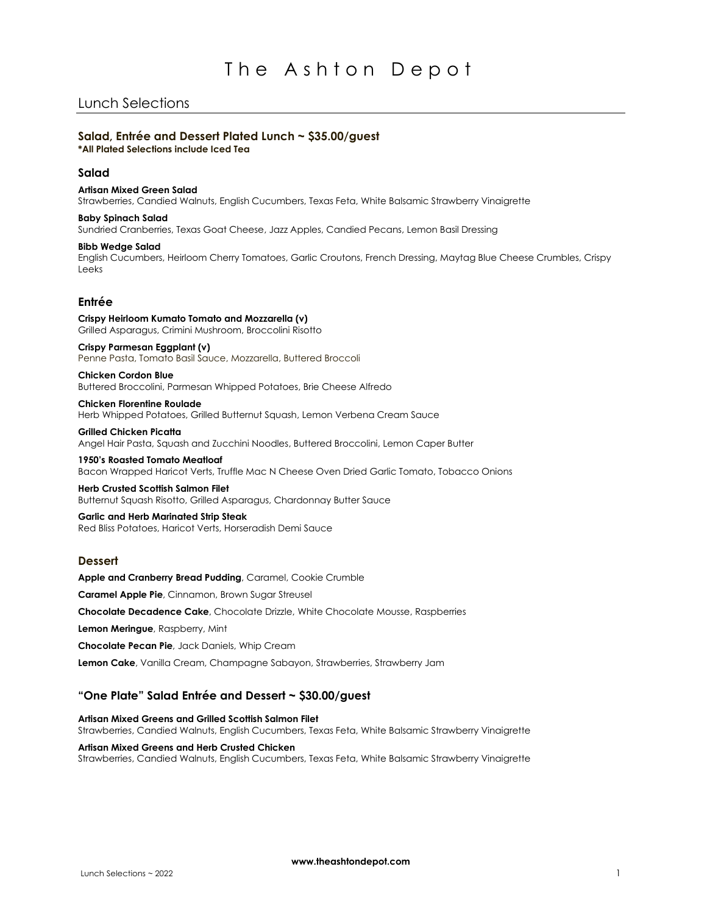# The Ashton Depot

## Lunch Selections

### Salad, Entrée and Dessert Plated Lunch ~ $35.00/guest

**\*All Plated Selections include Iced Tea**

### Salad

**Artisan Mixed Green Salad**
Strawberries, Candied Walnuts, English Cucumbers, Texas Feta, White Balsamic Strawberry Vinaigrette

**Baby Spinach Salad**
Sundried Cranberries, Texas Goat Cheese, Jazz Apples, Candied Pecans, Lemon Basil Dressing

**Bibb Wedge Salad**
English Cucumbers, Heirloom Cherry Tomatoes, Garlic Croutons, French Dressing, Maytag Blue Cheese Crumbles, Crispy Leeks

### Entrée

**Crispy Heirloom Kumato Tomato and Mozzarella (v)**
Grilled Asparagus, Crimini Mushroom, Broccolini Risotto

**Crispy Parmesan Eggplant (v)**
Penne Pasta, Tomato Basil Sauce, Mozzarella, Buttered Broccoli

**Chicken Cordon Blue**
Buttered Broccolini, Parmesan Whipped Potatoes, Brie Cheese Alfredo

**Chicken Florentine Roulade**
Herb Whipped Potatoes, Grilled Butternut Squash, Lemon Verbena Cream Sauce

**Grilled Chicken Picatta**
Angel Hair Pasta, Squash and Zucchini Noodles, Buttered Broccolini, Lemon Caper Butter

**1950's Roasted Tomato Meatloaf**
Bacon Wrapped Haricot Verts, Truffle Mac N Cheese Oven Dried Garlic Tomato, Tobacco Onions

**Herb Crusted Scottish Salmon Filet**
Butternut Squash Risotto, Grilled Asparagus, Chardonnay Butter Sauce

**Garlic and Herb Marinated Strip Steak**
Red Bliss Potatoes, Haricot Verts, Horseradish Demi Sauce

### Dessert

**Apple and Cranberry Bread Pudding**, Caramel, Cookie Crumble

**Caramel Apple Pie**, Cinnamon, Brown Sugar Streusel

**Chocolate Decadence Cake**, Chocolate Drizzle, White Chocolate Mousse, Raspberries

**Lemon Meringue**, Raspberry, Mint

**Chocolate Pecan Pie**, Jack Daniels, Whip Cream

**Lemon Cake**, Vanilla Cream, Champagne Sabayon, Strawberries, Strawberry Jam

### "One Plate" Salad Entrée and Dessert ~ $30.00/guest

**Artisan Mixed Greens and Grilled Scottish Salmon Filet**
Strawberries, Candied Walnuts, English Cucumbers, Texas Feta, White Balsamic Strawberry Vinaigrette

**Artisan Mixed Greens and Herb Crusted Chicken**
Strawberries, Candied Walnuts, English Cucumbers, Texas Feta, White Balsamic Strawberry Vinaigrette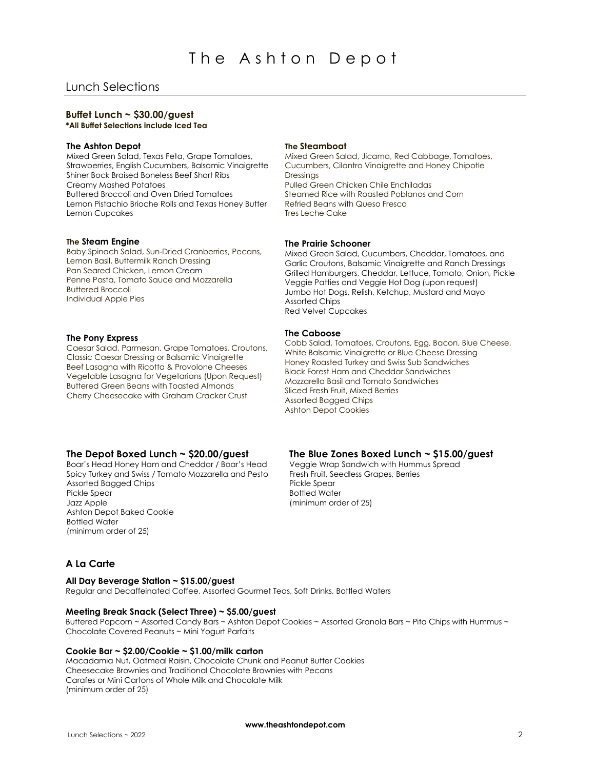# The Ashton Depot

## Lunch Selections

**Buffet Lunch ~ $30.00/guest**
**\*All Buffet Selections include Iced Tea**

**The Ashton Depot**
Mixed Green Salad, Texas Feta, Grape Tomatoes, Strawberries, English Cucumbers, Balsamic Vinaigrette
Shiner Bock Braised Boneless Beef Short Ribs
Creamy Mashed Potatoes
Buttered Broccoli and Oven Dried Tomatoes
Lemon Pistachio Brioche Rolls and Texas Honey Butter
Lemon Cupcakes

**The Steamboat**
Mixed Green Salad, Jicama, Red Cabbage, Tomatoes, Cucumbers, Cilantro Vinaigrette and Honey Chipotle Dressings
Pulled Green Chicken Chile Enchiladas
Steamed Rice with Roasted Poblanos and Corn
Refried Beans with Queso Fresco
Tres Leche Cake

**The Steam Engine**
Baby Spinach Salad, Sun-Dried Cranberries, Pecans, Lemon Basil, Buttermilk Ranch Dressing
Pan Seared Chicken, Lemon Cream
Penne Pasta, Tomato Sauce and Mozzarella
Buttered Broccoli
Individual Apple Pies

**The Prairie Schooner**
Mixed Green Salad, Cucumbers, Cheddar, Tomatoes, and Garlic Croutons, Balsamic Vinaigrette and Ranch Dressings
Grilled Hamburgers, Cheddar, Lettuce, Tomato, Onion, Pickle
Veggie Patties and Veggie Hot Dog (upon request)
Jumbo Hot Dogs, Relish, Ketchup, Mustard and Mayo
Assorted Chips
Red Velvet Cupcakes

**The Pony Express**
Caesar Salad, Parmesan, Grape Tomatoes, Croutons, Classic Caesar Dressing or Balsamic Vinaigrette
Beef Lasagna with Ricotta & Provolone Cheeses
Vegetable Lasagna for Vegetarians (Upon Request)
Buttered Green Beans with Toasted Almonds
Cherry Cheesecake with Graham Cracker Crust

**The Caboose**
Cobb Salad, Tomatoes, Croutons, Egg, Bacon, Blue Cheese, White Balsamic Vinaigrette or Blue Cheese Dressing
Honey Roasted Turkey and Swiss Sub Sandwiches
Black Forest Ham and Cheddar Sandwiches
Mozzarella Basil and Tomato Sandwiches
Sliced Fresh Fruit, Mixed Berries
Assorted Bagged Chips
Ashton Depot Cookies

### The Depot Boxed Lunch ~ $20.00/guest
Boar's Head Honey Ham and Cheddar / Boar's Head Spicy Turkey and Swiss / Tomato Mozzarella and Pesto
Assorted Bagged Chips
Pickle Spear
Jazz Apple
Ashton Depot Baked Cookie
Bottled Water
(minimum order of 25)

### The Blue Zones Boxed Lunch ~ $15.00/guest
Veggie Wrap Sandwich with Hummus Spread
Fresh Fruit, Seedless Grapes, Berries
Pickle Spear
Bottled Water
(minimum order of 25)

### A La Carte

**All Day Beverage Station ~ $15.00/guest**
Regular and Decaffeinated Coffee, Assorted Gourmet Teas, Soft Drinks, Bottled Waters

**Meeting Break Snack (Select Three) ~ $5.00/guest**
Buttered Popcorn ~ Assorted Candy Bars ~ Ashton Depot Cookies ~ Assorted Granola Bars ~ Pita Chips with Hummus ~ Chocolate Covered Peanuts ~ Mini Yogurt Parfaits

**Cookie Bar ~ $2.00/Cookie ~ $1.00/milk carton**
Macadamia Nut, Oatmeal Raisin, Chocolate Chunk and Peanut Butter Cookies
Cheesecake Brownies and Traditional Chocolate Brownies with Pecans
Carafes or Mini Cartons of Whole Milk and Chocolate Milk
(minimum order of 25)

**www.theashtondepot.com**